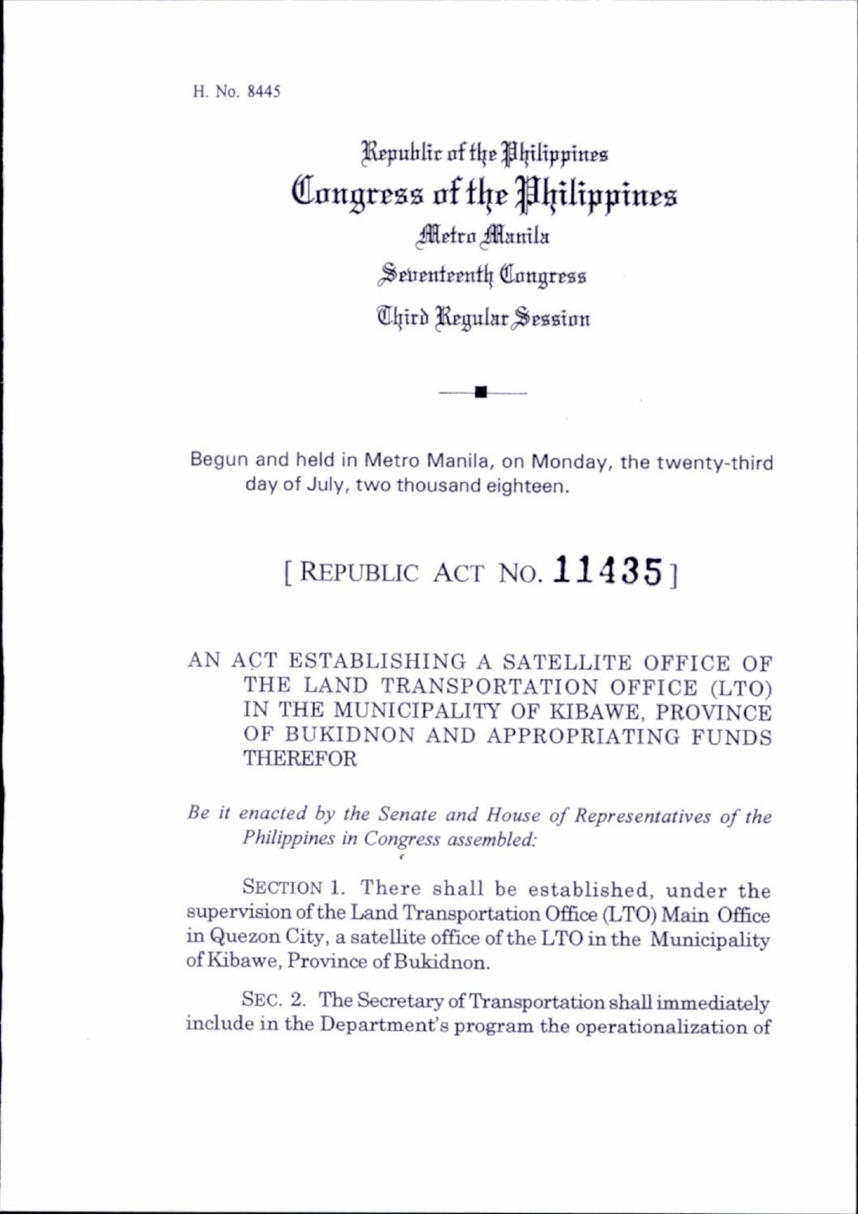H. No. 8445

# Republic of the Philippines
# Congress of the Philippines
## Metro Manila
## Seventeenth Congress
## Third Regular Session

Begun and held in Metro Manila, on Monday, the twenty-third day of July, two thousand eighteen.

# [ REPUBLIC ACT NO. **11435** ]

AN ACT ESTABLISHING A SATELLITE OFFICE OF THE LAND TRANSPORTATION OFFICE (LTO) IN THE MUNICIPALITY OF KIBAWE, PROVINCE OF BUKIDNON AND APPROPRIATING FUNDS THEREFOR

*Be it enacted by the Senate and House of Representatives of the Philippines in Congress assembled:*

SECTION 1. There shall be established, under the supervision of the Land Transportation Office (LTO) Main Office in Quezon City, a satellite office of the LTO in the Municipality of Kibawe, Province of Bukidnon.

SEC. 2. The Secretary of Transportation shall immediately include in the Department's program the operationalization of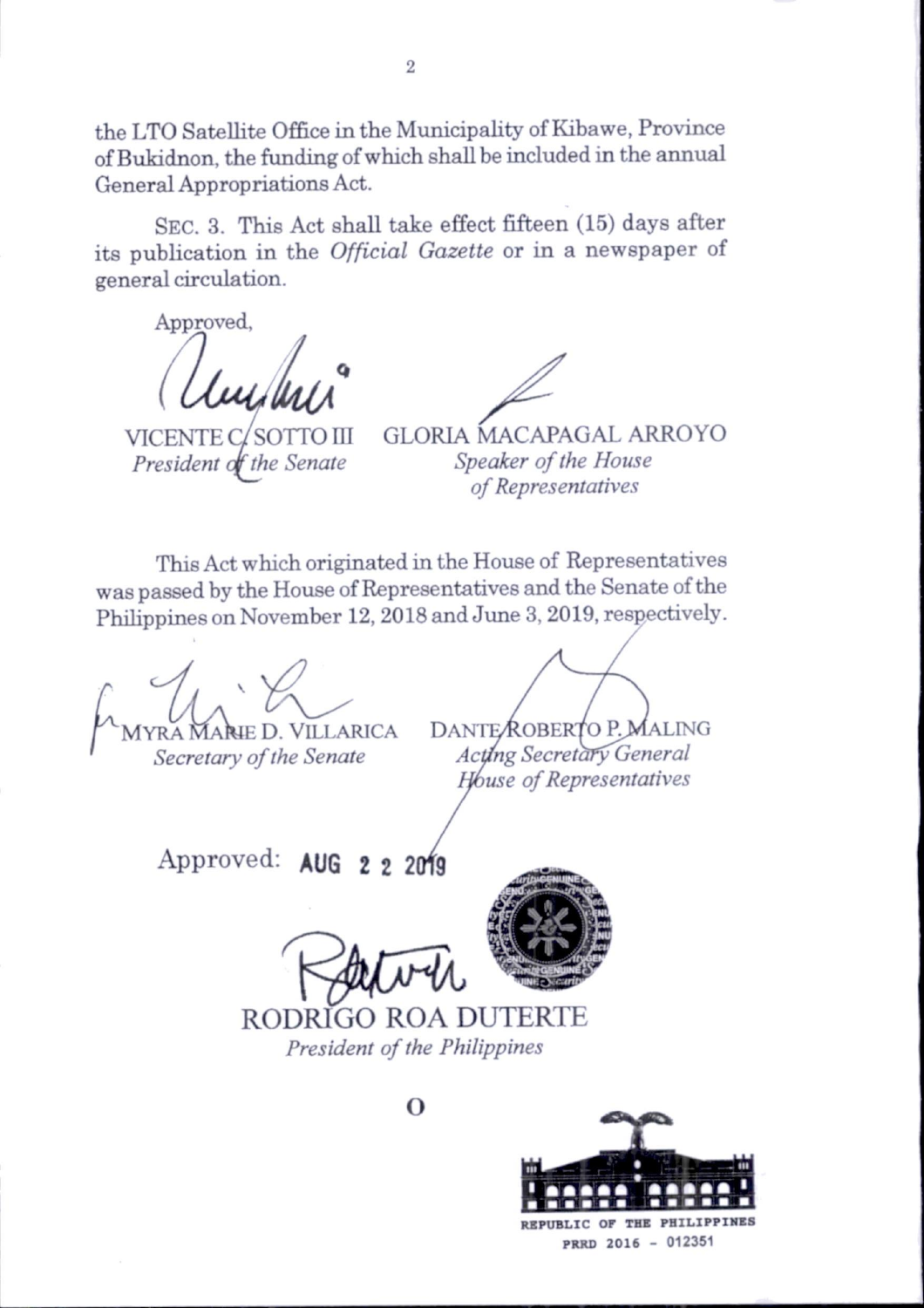the LTO Satellite Office in the Municipality of Kibawe, Province of Bukidnon, the funding of which shall be included in the annual General Appropriations Act.

SEC. 3. This Act shall take effect fifteen (15) days after its publication in the *Official Gazette* or in a newspaper of general circulation.

Approved,

VICENTE C. SOTTO III
*President of the Senate*

GLORIA MACAPAGAL ARROYO
*Speaker of the House of Representatives*

This Act which originated in the House of Representatives was passed by the House of Representatives and the Senate of the Philippines on November 12, 2018 and June 3, 2019, respectively.

MYRA MARIE D. VILLARICA
*Secretary of the Senate*

DANTE ROBERTO P. MALING
*Acting Secretary General House of Representatives*

Approved: AUG 2 2 2019

RODRIGO ROA DUTERTE
*President of the Philippines*

O

REPUBLIC OF THE PHILIPPINES
PRRD 2016 - 012351